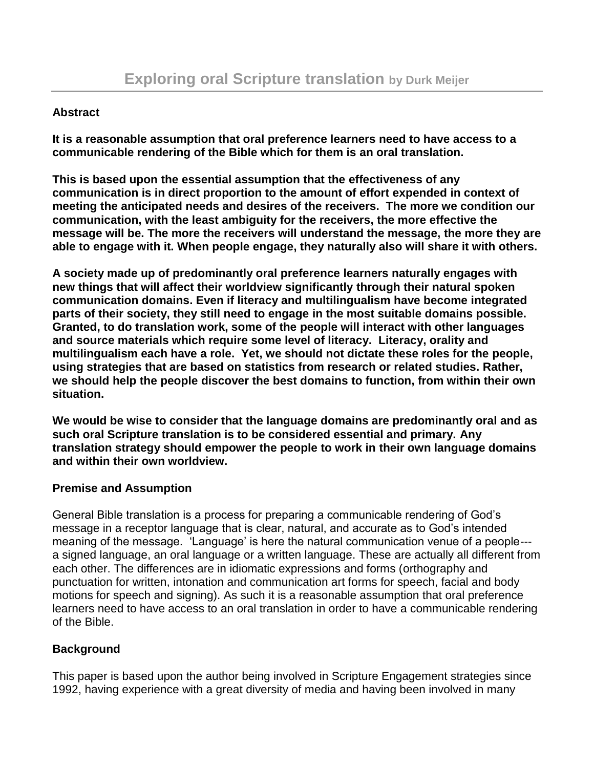# Exploring oral Scripture translation by Durk Meijer

**Abstract**

**It is a reasonable assumption that oral preference learners need to have access to a communicable rendering of the Bible which for them is an oral translation.**

**This is based upon the essential assumption that the effectiveness of any communication is in direct proportion to the amount of effort expended in context of meeting the anticipated needs and desires of the receivers. The more we condition our communication, with the least ambiguity for the receivers, the more effective the message will be. The more the receivers will understand the message, the more they are able to engage with it. When people engage, they naturally also will share it with others.**

**A society made up of predominantly oral preference learners naturally engages with new things that will affect their worldview significantly through their natural spoken communication domains. Even if literacy and multilingualism have become integrated parts of their society, they still need to engage in the most suitable domains possible. Granted, to do translation work, some of the people will interact with other languages and source materials which require some level of literacy. Literacy, orality and multilingualism each have a role. Yet, we should not dictate these roles for the people, using strategies that are based on statistics from research or related studies. Rather, we should help the people discover the best domains to function, from within their own situation.**

**We would be wise to consider that the language domains are predominantly oral and as such oral Scripture translation is to be considered essential and primary. Any translation strategy should empower the people to work in their own language domains and within their own worldview.**

**Premise and Assumption**

General Bible translation is a process for preparing a communicable rendering of God's message in a receptor language that is clear, natural, and accurate as to God's intended meaning of the message. 'Language' is here the natural communication venue of a people---a signed language, an oral language or a written language. These are actually all different from each other. The differences are in idiomatic expressions and forms (orthography and punctuation for written, intonation and communication art forms for speech, facial and body motions for speech and signing). As such it is a reasonable assumption that oral preference learners need to have access to an oral translation in order to have a communicable rendering of the Bible.

**Background**

This paper is based upon the author being involved in Scripture Engagement strategies since 1992, having experience with a great diversity of media and having been involved in many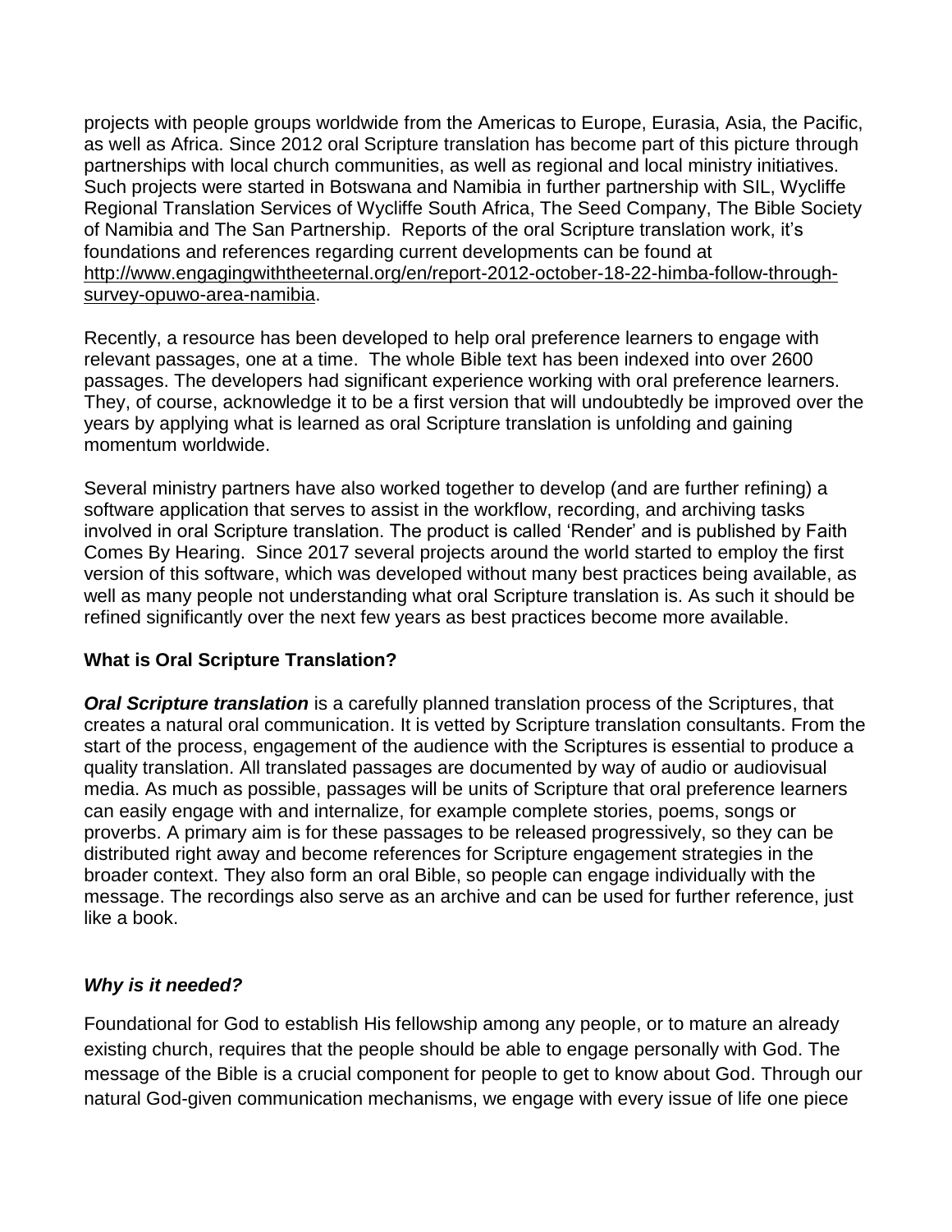projects with people groups worldwide from the Americas to Europe, Eurasia, Asia, the Pacific, as well as Africa. Since 2012 oral Scripture translation has become part of this picture through partnerships with local church communities, as well as regional and local ministry initiatives. Such projects were started in Botswana and Namibia in further partnership with SIL, Wycliffe Regional Translation Services of Wycliffe South Africa, The Seed Company, The Bible Society of Namibia and The San Partnership. Reports of the oral Scripture translation work, it's foundations and references regarding current developments can be found at http://www.engagingwiththeeternal.org/en/report-2012-october-18-22-himba-follow-through-survey-opuwo-area-namibia.

Recently, a resource has been developed to help oral preference learners to engage with relevant passages, one at a time. The whole Bible text has been indexed into over 2600 passages. The developers had significant experience working with oral preference learners. They, of course, acknowledge it to be a first version that will undoubtedly be improved over the years by applying what is learned as oral Scripture translation is unfolding and gaining momentum worldwide.

Several ministry partners have also worked together to develop (and are further refining) a software application that serves to assist in the workflow, recording, and archiving tasks involved in oral Scripture translation. The product is called 'Render' and is published by Faith Comes By Hearing. Since 2017 several projects around the world started to employ the first version of this software, which was developed without many best practices being available, as well as many people not understanding what oral Scripture translation is. As such it should be refined significantly over the next few years as best practices become more available.

**What is Oral Scripture Translation?**

***Oral Scripture translation*** is a carefully planned translation process of the Scriptures, that creates a natural oral communication. It is vetted by Scripture translation consultants. From the start of the process, engagement of the audience with the Scriptures is essential to produce a quality translation. All translated passages are documented by way of audio or audiovisual media. As much as possible, passages will be units of Scripture that oral preference learners can easily engage with and internalize, for example complete stories, poems, songs or proverbs. A primary aim is for these passages to be released progressively, so they can be distributed right away and become references for Scripture engagement strategies in the broader context. They also form an oral Bible, so people can engage individually with the message. The recordings also serve as an archive and can be used for further reference, just like a book.

***Why is it needed?***

Foundational for God to establish His fellowship among any people, or to mature an already existing church, requires that the people should be able to engage personally with God. The message of the Bible is a crucial component for people to get to know about God. Through our natural God-given communication mechanisms, we engage with every issue of life one piece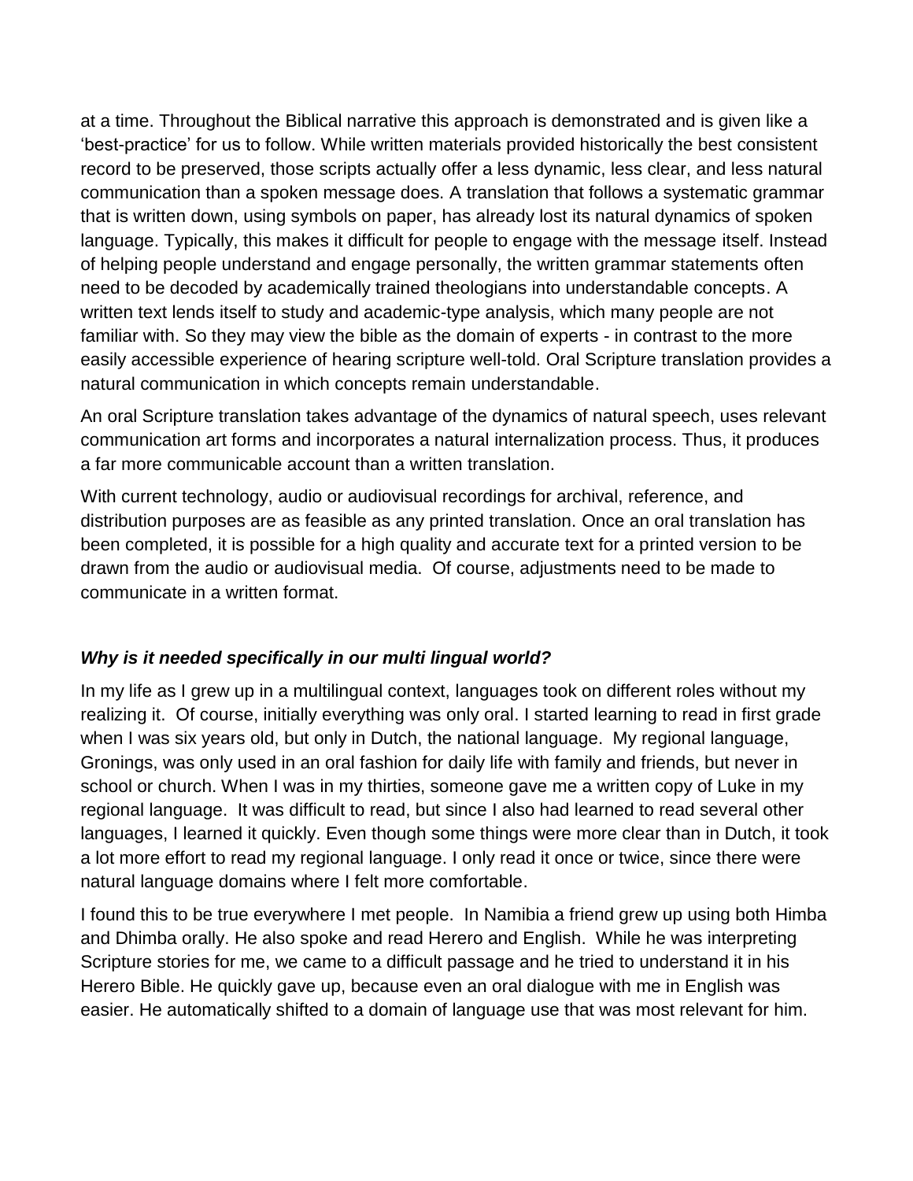at a time. Throughout the Biblical narrative this approach is demonstrated and is given like a 'best-practice' for us to follow. While written materials provided historically the best consistent record to be preserved, those scripts actually offer a less dynamic, less clear, and less natural communication than a spoken message does. A translation that follows a systematic grammar that is written down, using symbols on paper, has already lost its natural dynamics of spoken language. Typically, this makes it difficult for people to engage with the message itself. Instead of helping people understand and engage personally, the written grammar statements often need to be decoded by academically trained theologians into understandable concepts. A written text lends itself to study and academic-type analysis, which many people are not familiar with. So they may view the bible as the domain of experts - in contrast to the more easily accessible experience of hearing scripture well-told. Oral Scripture translation provides a natural communication in which concepts remain understandable.

An oral Scripture translation takes advantage of the dynamics of natural speech, uses relevant communication art forms and incorporates a natural internalization process. Thus, it produces a far more communicable account than a written translation.

With current technology, audio or audiovisual recordings for archival, reference, and distribution purposes are as feasible as any printed translation. Once an oral translation has been completed, it is possible for a high quality and accurate text for a printed version to be drawn from the audio or audiovisual media. Of course, adjustments need to be made to communicate in a written format.

### *Why is it needed specifically in our multi lingual world?*

In my life as I grew up in a multilingual context, languages took on different roles without my realizing it. Of course, initially everything was only oral. I started learning to read in first grade when I was six years old, but only in Dutch, the national language. My regional language, Gronings, was only used in an oral fashion for daily life with family and friends, but never in school or church. When I was in my thirties, someone gave me a written copy of Luke in my regional language. It was difficult to read, but since I also had learned to read several other languages, I learned it quickly. Even though some things were more clear than in Dutch, it took a lot more effort to read my regional language. I only read it once or twice, since there were natural language domains where I felt more comfortable.

I found this to be true everywhere I met people. In Namibia a friend grew up using both Himba and Dhimba orally. He also spoke and read Herero and English. While he was interpreting Scripture stories for me, we came to a difficult passage and he tried to understand it in his Herero Bible. He quickly gave up, because even an oral dialogue with me in English was easier. He automatically shifted to a domain of language use that was most relevant for him.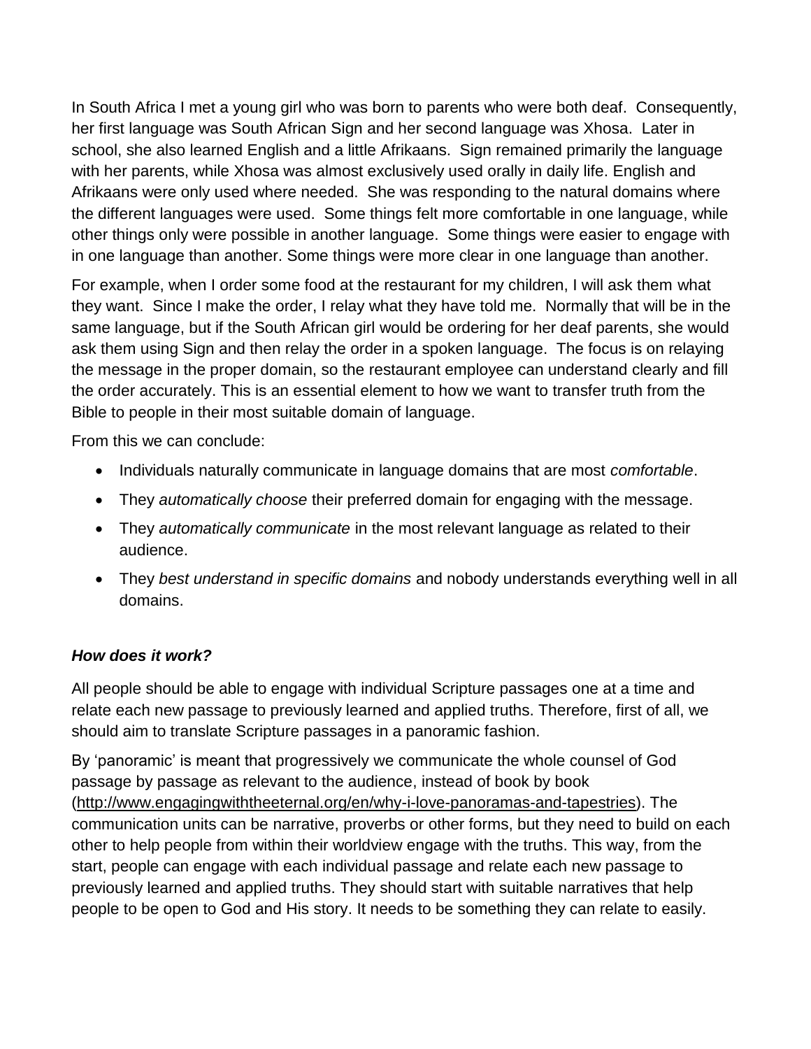In South Africa I met a young girl who was born to parents who were both deaf. Consequently, her first language was South African Sign and her second language was Xhosa. Later in school, she also learned English and a little Afrikaans. Sign remained primarily the language with her parents, while Xhosa was almost exclusively used orally in daily life. English and Afrikaans were only used where needed. She was responding to the natural domains where the different languages were used. Some things felt more comfortable in one language, while other things only were possible in another language. Some things were easier to engage with in one language than another. Some things were more clear in one language than another.

For example, when I order some food at the restaurant for my children, I will ask them what they want. Since I make the order, I relay what they have told me. Normally that will be in the same language, but if the South African girl would be ordering for her deaf parents, she would ask them using Sign and then relay the order in a spoken language. The focus is on relaying the message in the proper domain, so the restaurant employee can understand clearly and fill the order accurately. This is an essential element to how we want to transfer truth from the Bible to people in their most suitable domain of language.

From this we can conclude:

- Individuals naturally communicate in language domains that are most *comfortable*.
- They *automatically choose* their preferred domain for engaging with the message.
- They *automatically communicate* in the most relevant language as related to their audience.
- They *best understand in specific domains* and nobody understands everything well in all domains.

### ***How does it work?***

All people should be able to engage with individual Scripture passages one at a time and relate each new passage to previously learned and applied truths. Therefore, first of all, we should aim to translate Scripture passages in a panoramic fashion.

By 'panoramic' is meant that progressively we communicate the whole counsel of God passage by passage as relevant to the audience, instead of book by book (http://www.engagingwiththeeternal.org/en/why-i-love-panoramas-and-tapestries). The communication units can be narrative, proverbs or other forms, but they need to build on each other to help people from within their worldview engage with the truths. This way, from the start, people can engage with each individual passage and relate each new passage to previously learned and applied truths. They should start with suitable narratives that help people to be open to God and His story. It needs to be something they can relate to easily.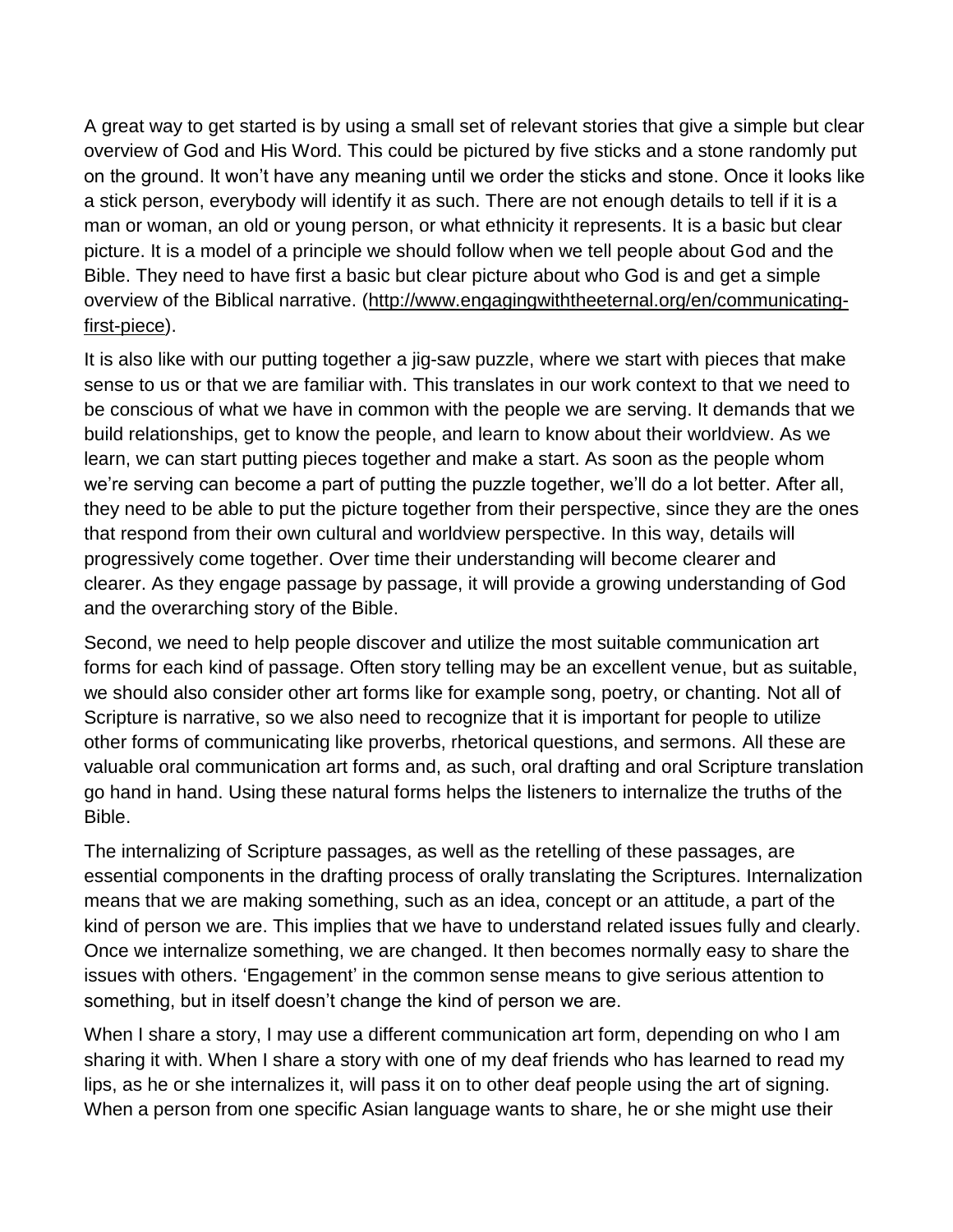A great way to get started is by using a small set of relevant stories that give a simple but clear overview of God and His Word. This could be pictured by five sticks and a stone randomly put on the ground. It won't have any meaning until we order the sticks and stone. Once it looks like a stick person, everybody will identify it as such. There are not enough details to tell if it is a man or woman, an old or young person, or what ethnicity it represents. It is a basic but clear picture. It is a model of a principle we should follow when we tell people about God and the Bible. They need to have first a basic but clear picture about who God is and get a simple overview of the Biblical narrative. ([http://www.engagingwiththeeternal.org/en/communicating-first-piece](http://www.engagingwiththeeternal.org/en/communicating-first-piece)).

It is also like with our putting together a jig-saw puzzle, where we start with pieces that make sense to us or that we are familiar with. This translates in our work context to that we need to be conscious of what we have in common with the people we are serving. It demands that we build relationships, get to know the people, and learn to know about their worldview. As we learn, we can start putting pieces together and make a start. As soon as the people whom we're serving can become a part of putting the puzzle together, we'll do a lot better. After all, they need to be able to put the picture together from their perspective, since they are the ones that respond from their own cultural and worldview perspective. In this way, details will progressively come together. Over time their understanding will become clearer and clearer. As they engage passage by passage, it will provide a growing understanding of God and the overarching story of the Bible.

Second, we need to help people discover and utilize the most suitable communication art forms for each kind of passage. Often story telling may be an excellent venue, but as suitable, we should also consider other art forms like for example song, poetry, or chanting. Not all of Scripture is narrative, so we also need to recognize that it is important for people to utilize other forms of communicating like proverbs, rhetorical questions, and sermons. All these are valuable oral communication art forms and, as such, oral drafting and oral Scripture translation go hand in hand. Using these natural forms helps the listeners to internalize the truths of the Bible.

The internalizing of Scripture passages, as well as the retelling of these passages, are essential components in the drafting process of orally translating the Scriptures. Internalization means that we are making something, such as an idea, concept or an attitude, a part of the kind of person we are. This implies that we have to understand related issues fully and clearly. Once we internalize something, we are changed. It then becomes normally easy to share the issues with others. 'Engagement' in the common sense means to give serious attention to something, but in itself doesn't change the kind of person we are.

When I share a story, I may use a different communication art form, depending on who I am sharing it with. When I share a story with one of my deaf friends who has learned to read my lips, as he or she internalizes it, will pass it on to other deaf people using the art of signing. When a person from one specific Asian language wants to share, he or she might use their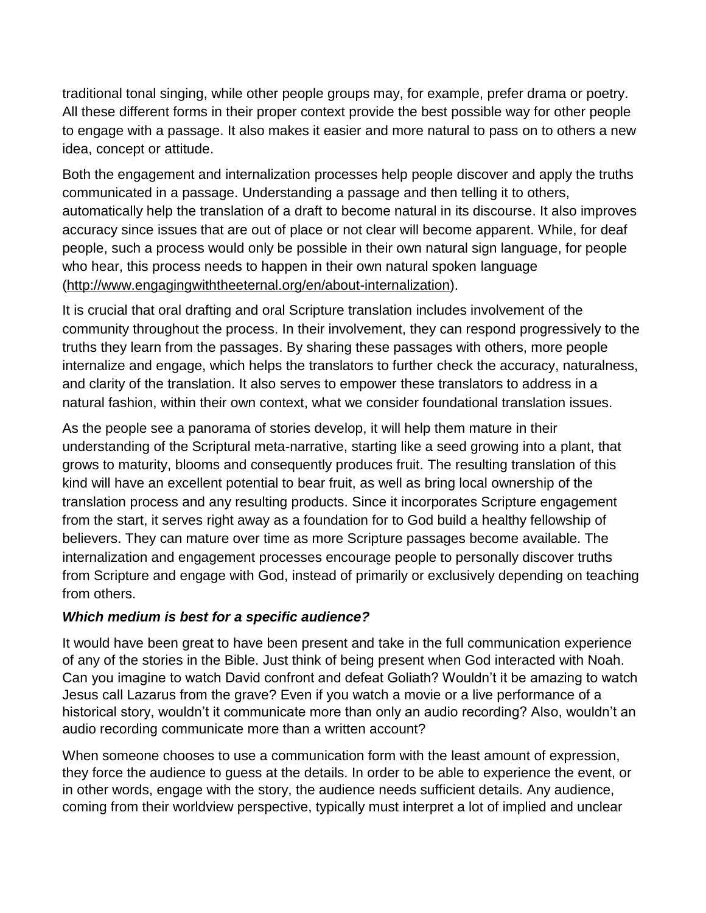traditional tonal singing, while other people groups may, for example, prefer drama or poetry. All these different forms in their proper context provide the best possible way for other people to engage with a passage. It also makes it easier and more natural to pass on to others a new idea, concept or attitude.

Both the engagement and internalization processes help people discover and apply the truths communicated in a passage. Understanding a passage and then telling it to others, automatically help the translation of a draft to become natural in its discourse. It also improves accuracy since issues that are out of place or not clear will become apparent. While, for deaf people, such a process would only be possible in their own natural sign language, for people who hear, this process needs to happen in their own natural spoken language (http://www.engagingwiththeeternal.org/en/about-internalization).

It is crucial that oral drafting and oral Scripture translation includes involvement of the community throughout the process. In their involvement, they can respond progressively to the truths they learn from the passages. By sharing these passages with others, more people internalize and engage, which helps the translators to further check the accuracy, naturalness, and clarity of the translation. It also serves to empower these translators to address in a natural fashion, within their own context, what we consider foundational translation issues.

As the people see a panorama of stories develop, it will help them mature in their understanding of the Scriptural meta-narrative, starting like a seed growing into a plant, that grows to maturity, blooms and consequently produces fruit. The resulting translation of this kind will have an excellent potential to bear fruit, as well as bring local ownership of the translation process and any resulting products. Since it incorporates Scripture engagement from the start, it serves right away as a foundation for to God build a healthy fellowship of believers. They can mature over time as more Scripture passages become available. The internalization and engagement processes encourage people to personally discover truths from Scripture and engage with God, instead of primarily or exclusively depending on teaching from others.

***Which medium is best for a specific audience?***

It would have been great to have been present and take in the full communication experience of any of the stories in the Bible. Just think of being present when God interacted with Noah. Can you imagine to watch David confront and defeat Goliath? Wouldn't it be amazing to watch Jesus call Lazarus from the grave? Even if you watch a movie or a live performance of a historical story, wouldn't it communicate more than only an audio recording? Also, wouldn't an audio recording communicate more than a written account?

When someone chooses to use a communication form with the least amount of expression, they force the audience to guess at the details. In order to be able to experience the event, or in other words, engage with the story, the audience needs sufficient details. Any audience, coming from their worldview perspective, typically must interpret a lot of implied and unclear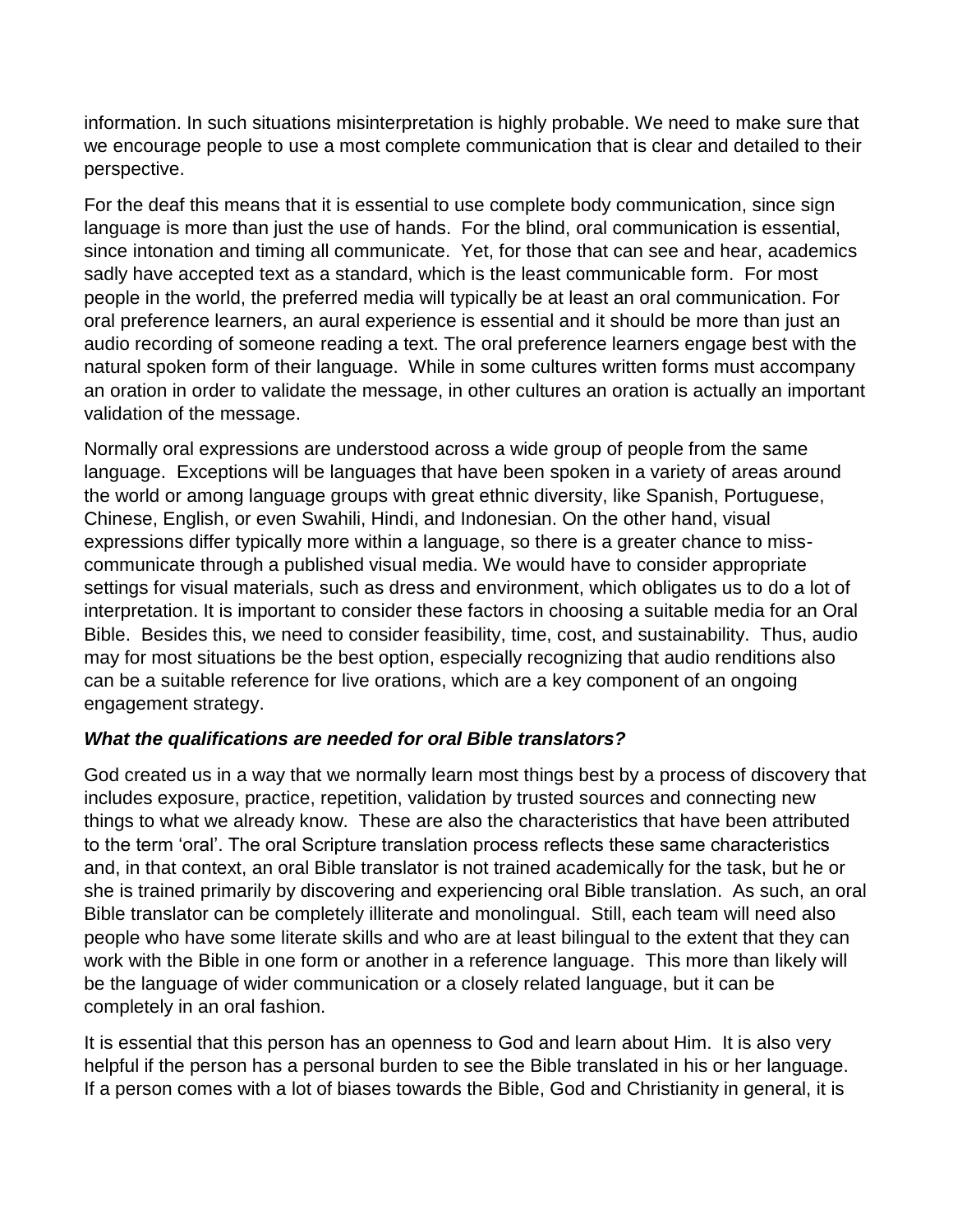information. In such situations misinterpretation is highly probable. We need to make sure that we encourage people to use a most complete communication that is clear and detailed to their perspective.

For the deaf this means that it is essential to use complete body communication, since sign language is more than just the use of hands. For the blind, oral communication is essential, since intonation and timing all communicate. Yet, for those that can see and hear, academics sadly have accepted text as a standard, which is the least communicable form. For most people in the world, the preferred media will typically be at least an oral communication. For oral preference learners, an aural experience is essential and it should be more than just an audio recording of someone reading a text. The oral preference learners engage best with the natural spoken form of their language. While in some cultures written forms must accompany an oration in order to validate the message, in other cultures an oration is actually an important validation of the message.

Normally oral expressions are understood across a wide group of people from the same language. Exceptions will be languages that have been spoken in a variety of areas around the world or among language groups with great ethnic diversity, like Spanish, Portuguese, Chinese, English, or even Swahili, Hindi, and Indonesian. On the other hand, visual expressions differ typically more within a language, so there is a greater chance to miss-communicate through a published visual media. We would have to consider appropriate settings for visual materials, such as dress and environment, which obligates us to do a lot of interpretation. It is important to consider these factors in choosing a suitable media for an Oral Bible. Besides this, we need to consider feasibility, time, cost, and sustainability. Thus, audio may for most situations be the best option, especially recognizing that audio renditions also can be a suitable reference for live orations, which are a key component of an ongoing engagement strategy.

***What the qualifications are needed for oral Bible translators?***

God created us in a way that we normally learn most things best by a process of discovery that includes exposure, practice, repetition, validation by trusted sources and connecting new things to what we already know. These are also the characteristics that have been attributed to the term 'oral'. The oral Scripture translation process reflects these same characteristics and, in that context, an oral Bible translator is not trained academically for the task, but he or she is trained primarily by discovering and experiencing oral Bible translation. As such, an oral Bible translator can be completely illiterate and monolingual. Still, each team will need also people who have some literate skills and who are at least bilingual to the extent that they can work with the Bible in one form or another in a reference language. This more than likely will be the language of wider communication or a closely related language, but it can be completely in an oral fashion.

It is essential that this person has an openness to God and learn about Him. It is also very helpful if the person has a personal burden to see the Bible translated in his or her language. If a person comes with a lot of biases towards the Bible, God and Christianity in general, it is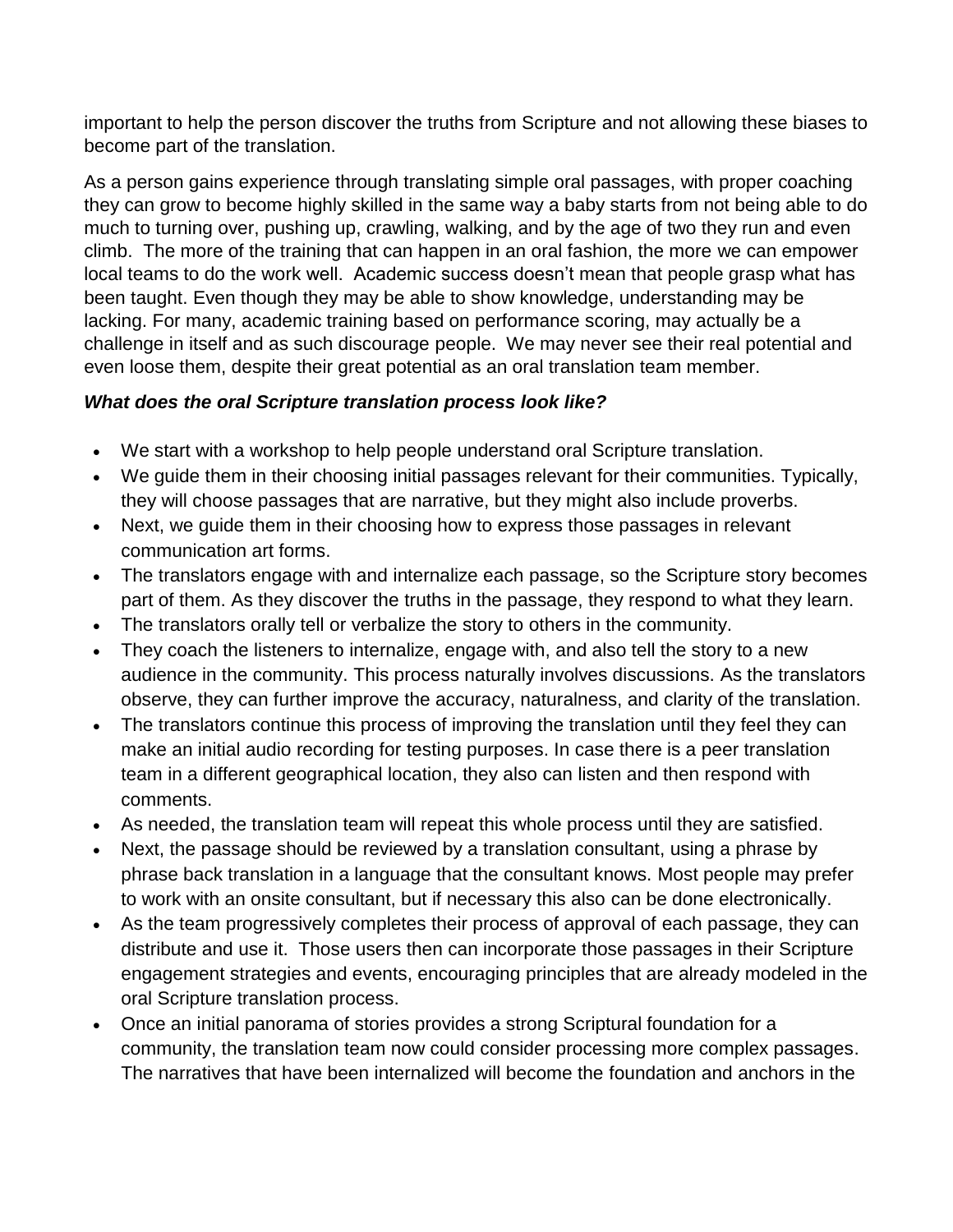important to help the person discover the truths from Scripture and not allowing these biases to become part of the translation.

As a person gains experience through translating simple oral passages, with proper coaching they can grow to become highly skilled in the same way a baby starts from not being able to do much to turning over, pushing up, crawling, walking, and by the age of two they run and even climb. The more of the training that can happen in an oral fashion, the more we can empower local teams to do the work well. Academic success doesn't mean that people grasp what has been taught. Even though they may be able to show knowledge, understanding may be lacking. For many, academic training based on performance scoring, may actually be a challenge in itself and as such discourage people. We may never see their real potential and even loose them, despite their great potential as an oral translation team member.

***What does the oral Scripture translation process look like?***

- We start with a workshop to help people understand oral Scripture translation.
- We guide them in their choosing initial passages relevant for their communities. Typically, they will choose passages that are narrative, but they might also include proverbs.
- Next, we guide them in their choosing how to express those passages in relevant communication art forms.
- The translators engage with and internalize each passage, so the Scripture story becomes part of them. As they discover the truths in the passage, they respond to what they learn.
- The translators orally tell or verbalize the story to others in the community.
- They coach the listeners to internalize, engage with, and also tell the story to a new audience in the community. This process naturally involves discussions. As the translators observe, they can further improve the accuracy, naturalness, and clarity of the translation.
- The translators continue this process of improving the translation until they feel they can make an initial audio recording for testing purposes. In case there is a peer translation team in a different geographical location, they also can listen and then respond with comments.
- As needed, the translation team will repeat this whole process until they are satisfied.
- Next, the passage should be reviewed by a translation consultant, using a phrase by phrase back translation in a language that the consultant knows. Most people may prefer to work with an onsite consultant, but if necessary this also can be done electronically.
- As the team progressively completes their process of approval of each passage, they can distribute and use it. Those users then can incorporate those passages in their Scripture engagement strategies and events, encouraging principles that are already modeled in the oral Scripture translation process.
- Once an initial panorama of stories provides a strong Scriptural foundation for a community, the translation team now could consider processing more complex passages. The narratives that have been internalized will become the foundation and anchors in the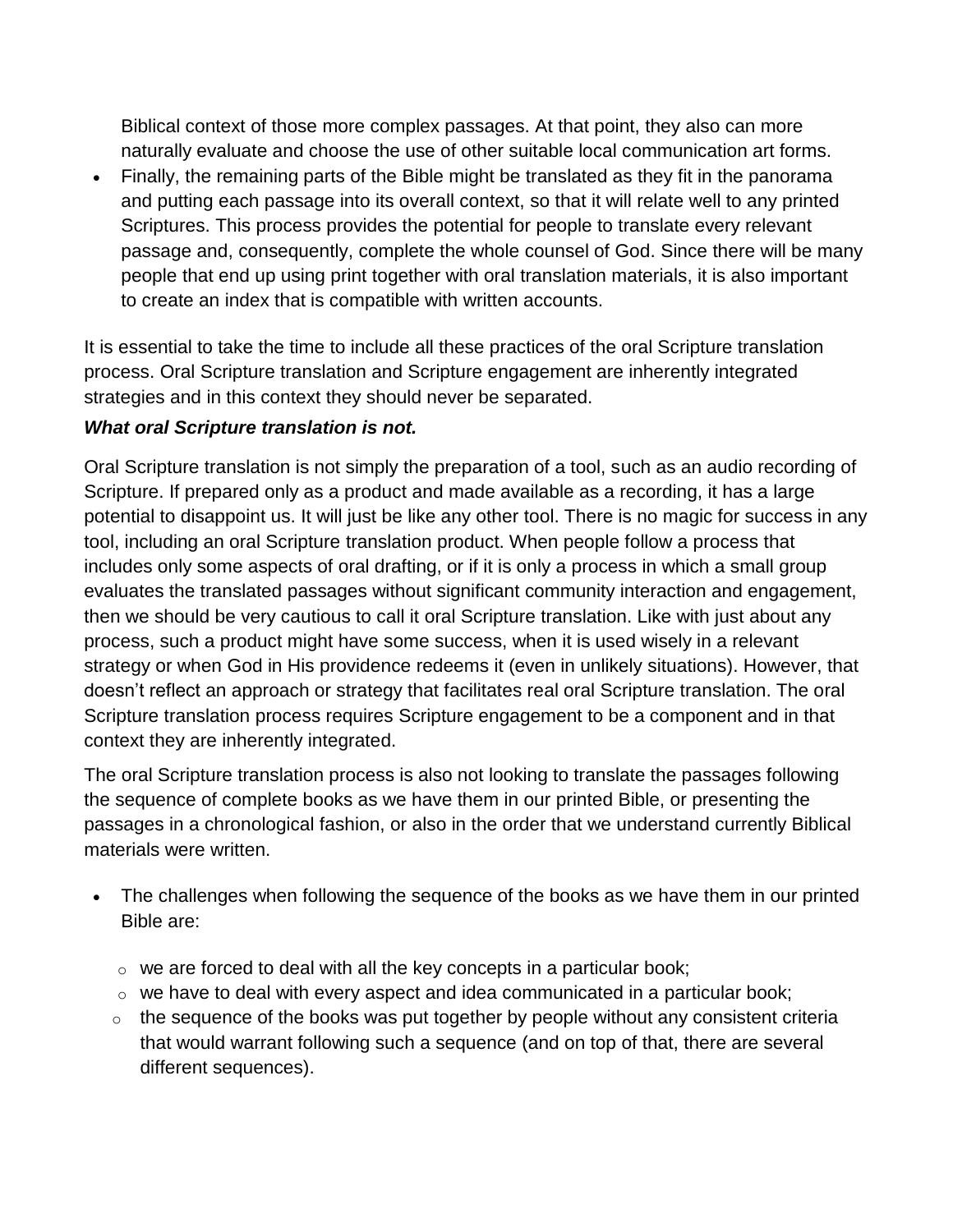Biblical context of those more complex passages. At that point, they also can more naturally evaluate and choose the use of other suitable local communication art forms.

- Finally, the remaining parts of the Bible might be translated as they fit in the panorama and putting each passage into its overall context, so that it will relate well to any printed Scriptures. This process provides the potential for people to translate every relevant passage and, consequently, complete the whole counsel of God. Since there will be many people that end up using print together with oral translation materials, it is also important to create an index that is compatible with written accounts.

It is essential to take the time to include all these practices of the oral Scripture translation process. Oral Scripture translation and Scripture engagement are inherently integrated strategies and in this context they should never be separated.

***What oral Scripture translation is not.***

Oral Scripture translation is not simply the preparation of a tool, such as an audio recording of Scripture. If prepared only as a product and made available as a recording, it has a large potential to disappoint us. It will just be like any other tool. There is no magic for success in any tool, including an oral Scripture translation product. When people follow a process that includes only some aspects of oral drafting, or if it is only a process in which a small group evaluates the translated passages without significant community interaction and engagement, then we should be very cautious to call it oral Scripture translation. Like with just about any process, such a product might have some success, when it is used wisely in a relevant strategy or when God in His providence redeems it (even in unlikely situations). However, that doesn't reflect an approach or strategy that facilitates real oral Scripture translation. The oral Scripture translation process requires Scripture engagement to be a component and in that context they are inherently integrated.

The oral Scripture translation process is also not looking to translate the passages following the sequence of complete books as we have them in our printed Bible, or presenting the passages in a chronological fashion, or also in the order that we understand currently Biblical materials were written.

- The challenges when following the sequence of the books as we have them in our printed Bible are:
  - we are forced to deal with all the key concepts in a particular book;
  - we have to deal with every aspect and idea communicated in a particular book;
  - the sequence of the books was put together by people without any consistent criteria that would warrant following such a sequence (and on top of that, there are several different sequences).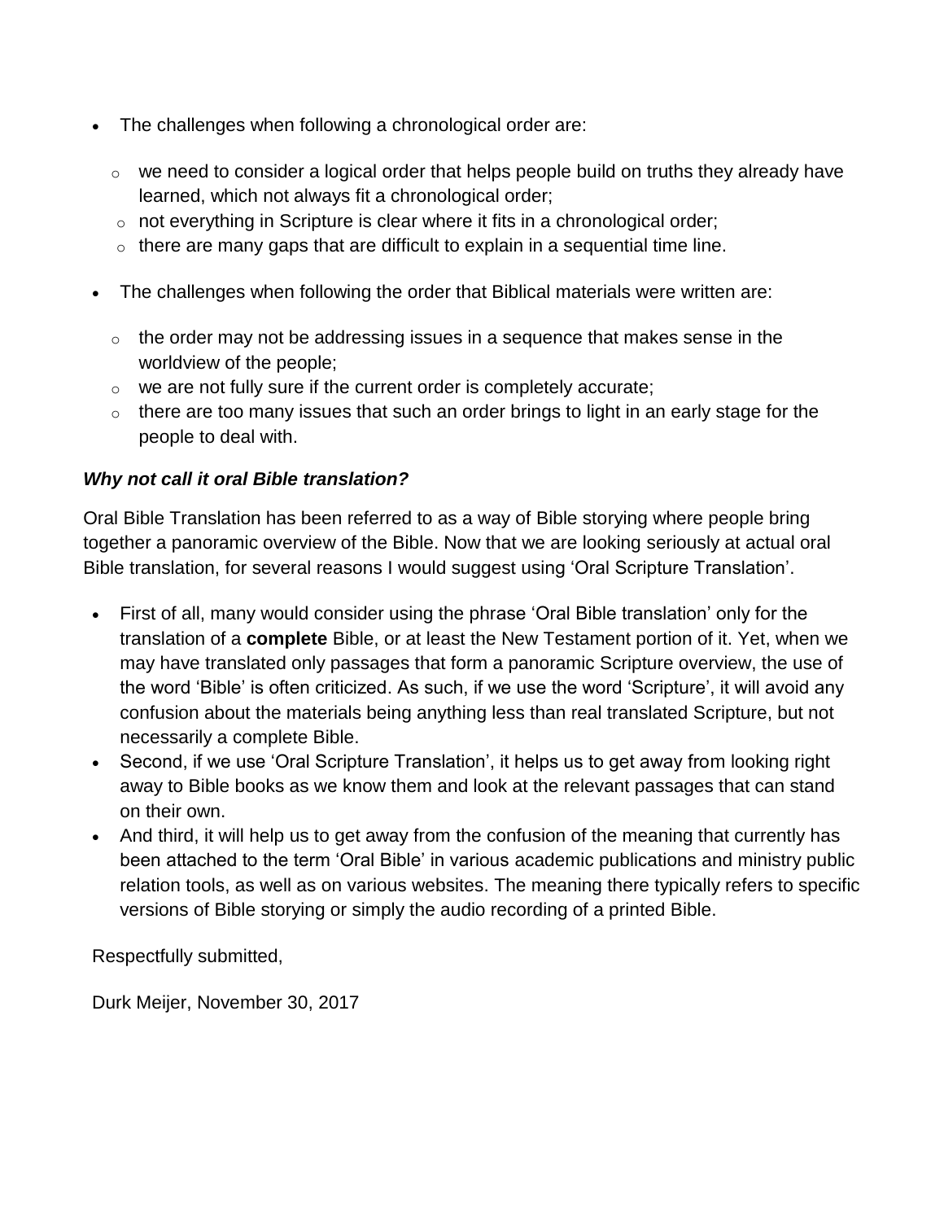- The challenges when following a chronological order are:
  - we need to consider a logical order that helps people build on truths they already have learned, which not always fit a chronological order;
  - not everything in Scripture is clear where it fits in a chronological order;
  - there are many gaps that are difficult to explain in a sequential time line.
- The challenges when following the order that Biblical materials were written are:
  - the order may not be addressing issues in a sequence that makes sense in the worldview of the people;
  - we are not fully sure if the current order is completely accurate;
  - there are too many issues that such an order brings to light in an early stage for the people to deal with.

***Why not call it oral Bible translation?***

Oral Bible Translation has been referred to as a way of Bible storying where people bring together a panoramic overview of the Bible. Now that we are looking seriously at actual oral Bible translation, for several reasons I would suggest using 'Oral Scripture Translation'.

- First of all, many would consider using the phrase 'Oral Bible translation' only for the translation of a **complete** Bible, or at least the New Testament portion of it. Yet, when we may have translated only passages that form a panoramic Scripture overview, the use of the word 'Bible' is often criticized. As such, if we use the word 'Scripture', it will avoid any confusion about the materials being anything less than real translated Scripture, but not necessarily a complete Bible.
- Second, if we use 'Oral Scripture Translation', it helps us to get away from looking right away to Bible books as we know them and look at the relevant passages that can stand on their own.
- And third, it will help us to get away from the confusion of the meaning that currently has been attached to the term 'Oral Bible' in various academic publications and ministry public relation tools, as well as on various websites. The meaning there typically refers to specific versions of Bible storying or simply the audio recording of a printed Bible.

Respectfully submitted,

Durk Meijer, November 30, 2017